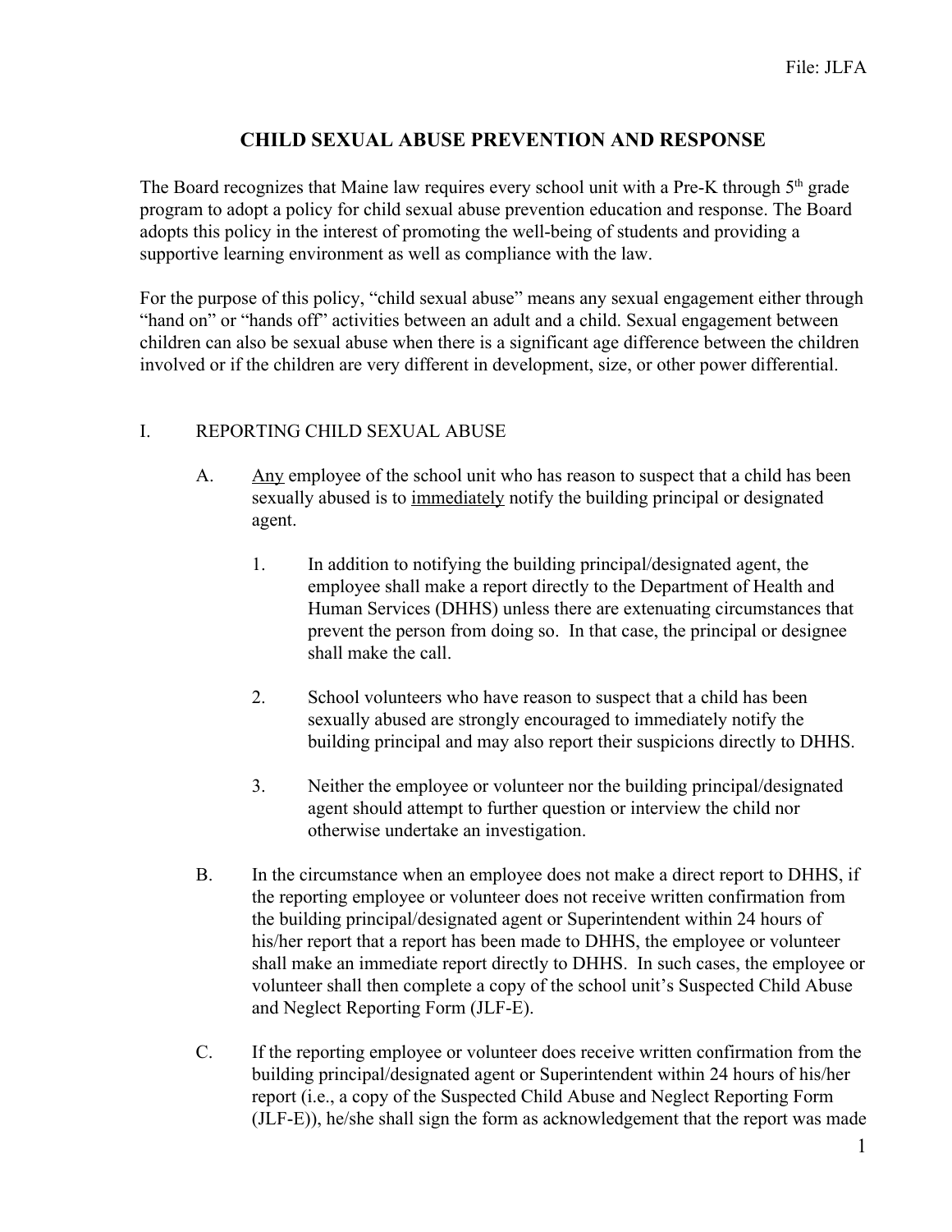File: JLFA

# CHILD SEXUAL ABUSE PREVENTION AND RESPONSE

The Board recognizes that Maine law requires every school unit with a Pre-K through 5th grade program to adopt a policy for child sexual abuse prevention education and response. The Board adopts this policy in the interest of promoting the well-being of students and providing a supportive learning environment as well as compliance with the law.

For the purpose of this policy, "child sexual abuse" means any sexual engagement either through "hand on" or "hands off" activities between an adult and a child. Sexual engagement between children can also be sexual abuse when there is a significant age difference between the children involved or if the children are very different in development, size, or other power differential.

## I. REPORTING CHILD SEXUAL ABUSE

A. <u>Any</u> employee of the school unit who has reason to suspect that a child has been sexually abused is to <u>immediately</u> notify the building principal or designated agent.

1. In addition to notifying the building principal/designated agent, the employee shall make a report directly to the Department of Health and Human Services (DHHS) unless there are extenuating circumstances that prevent the person from doing so. In that case, the principal or designee shall make the call.

2. School volunteers who have reason to suspect that a child has been sexually abused are strongly encouraged to immediately notify the building principal and may also report their suspicions directly to DHHS.

3. Neither the employee or volunteer nor the building principal/designated agent should attempt to further question or interview the child nor otherwise undertake an investigation.

B. In the circumstance when an employee does not make a direct report to DHHS, if the reporting employee or volunteer does not receive written confirmation from the building principal/designated agent or Superintendent within 24 hours of his/her report that a report has been made to DHHS, the employee or volunteer shall make an immediate report directly to DHHS. In such cases, the employee or volunteer shall then complete a copy of the school unit's Suspected Child Abuse and Neglect Reporting Form (JLF-E).

C. If the reporting employee or volunteer does receive written confirmation from the building principal/designated agent or Superintendent within 24 hours of his/her report (i.e., a copy of the Suspected Child Abuse and Neglect Reporting Form (JLF-E)), he/she shall sign the form as acknowledgement that the report was made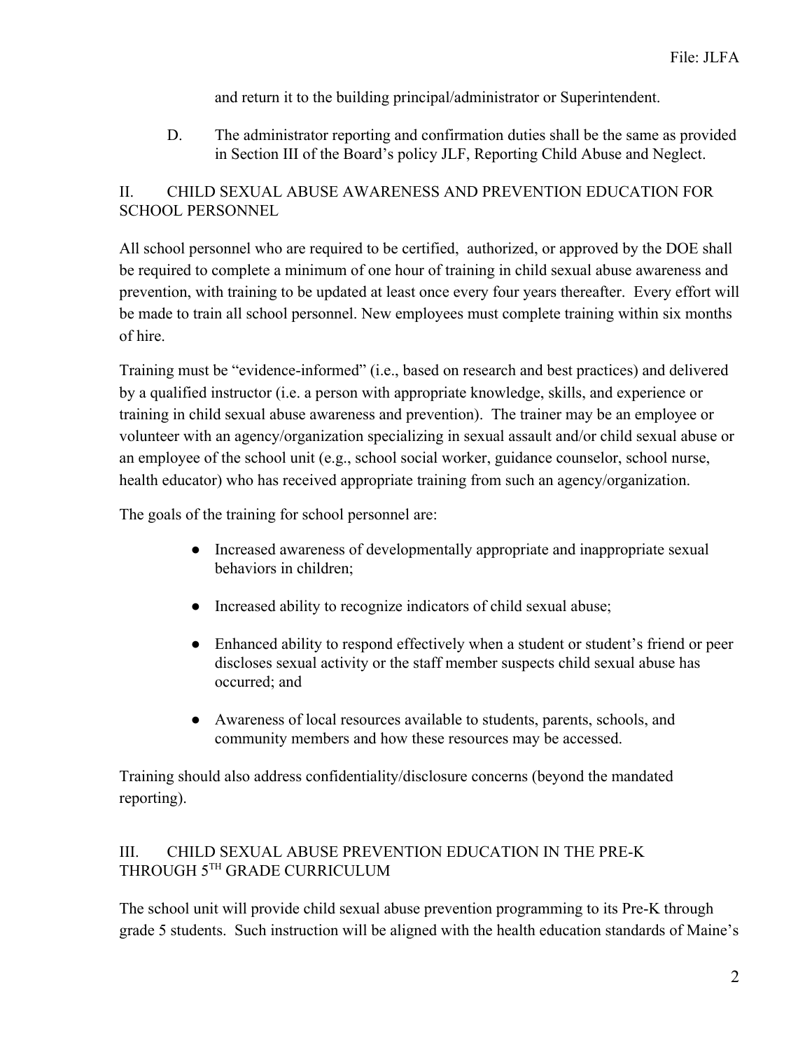and return it to the building principal/administrator or Superintendent.

D. The administrator reporting and confirmation duties shall be the same as provided in Section III of the Board's policy JLF, Reporting Child Abuse and Neglect.

## II. CHILD SEXUAL ABUSE AWARENESS AND PREVENTION EDUCATION FOR SCHOOL PERSONNEL

All school personnel who are required to be certified, authorized, or approved by the DOE shall be required to complete a minimum of one hour of training in child sexual abuse awareness and prevention, with training to be updated at least once every four years thereafter. Every effort will be made to train all school personnel. New employees must complete training within six months of hire.

Training must be "evidence-informed" (i.e., based on research and best practices) and delivered by a qualified instructor (i.e. a person with appropriate knowledge, skills, and experience or training in child sexual abuse awareness and prevention). The trainer may be an employee or volunteer with an agency/organization specializing in sexual assault and/or child sexual abuse or an employee of the school unit (e.g., school social worker, guidance counselor, school nurse, health educator) who has received appropriate training from such an agency/organization.

The goals of the training for school personnel are:

- Increased awareness of developmentally appropriate and inappropriate sexual behaviors in children;
- Increased ability to recognize indicators of child sexual abuse;
- Enhanced ability to respond effectively when a student or student's friend or peer discloses sexual activity or the staff member suspects child sexual abuse has occurred; and
- Awareness of local resources available to students, parents, schools, and community members and how these resources may be accessed.

Training should also address confidentiality/disclosure concerns (beyond the mandated reporting).

## III. CHILD SEXUAL ABUSE PREVENTION EDUCATION IN THE PRE-K THROUGH 5TH GRADE CURRICULUM

The school unit will provide child sexual abuse prevention programming to its Pre-K through grade 5 students. Such instruction will be aligned with the health education standards of Maine's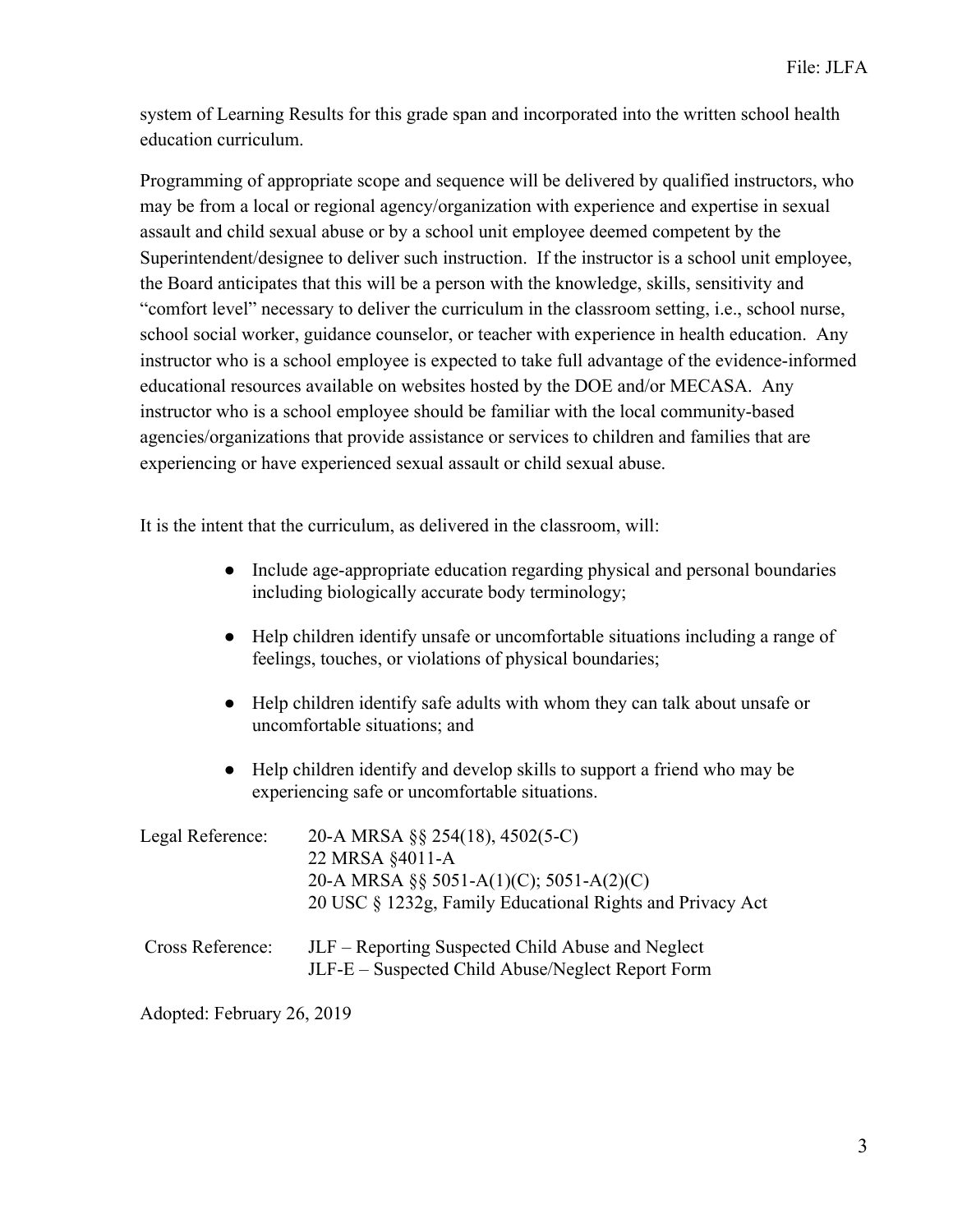system of Learning Results for this grade span and incorporated into the written school health education curriculum.

Programming of appropriate scope and sequence will be delivered by qualified instructors, who may be from a local or regional agency/organization with experience and expertise in sexual assault and child sexual abuse or by a school unit employee deemed competent by the Superintendent/designee to deliver such instruction. If the instructor is a school unit employee, the Board anticipates that this will be a person with the knowledge, skills, sensitivity and "comfort level" necessary to deliver the curriculum in the classroom setting, i.e., school nurse, school social worker, guidance counselor, or teacher with experience in health education. Any instructor who is a school employee is expected to take full advantage of the evidence-informed educational resources available on websites hosted by the DOE and/or MECASA. Any instructor who is a school employee should be familiar with the local community-based agencies/organizations that provide assistance or services to children and families that are experiencing or have experienced sexual assault or child sexual abuse.

It is the intent that the curriculum, as delivered in the classroom, will:

- Include age-appropriate education regarding physical and personal boundaries including biologically accurate body terminology;
- Help children identify unsafe or uncomfortable situations including a range of feelings, touches, or violations of physical boundaries;
- Help children identify safe adults with whom they can talk about unsafe or uncomfortable situations; and
- Help children identify and develop skills to support a friend who may be experiencing safe or uncomfortable situations.

| | |
|---|---|
| Legal Reference: | 20-A MRSA §§ 254(18), 4502(5-C)<br>22 MRSA §4011-A<br>20-A MRSA §§ 5051-A(1)(C); 5051-A(2)(C)<br>20 USC § 1232g, Family Educational Rights and Privacy Act |
| Cross Reference: | JLF – Reporting Suspected Child Abuse and Neglect<br>JLF-E – Suspected Child Abuse/Neglect Report Form |

Adopted: February 26, 2019